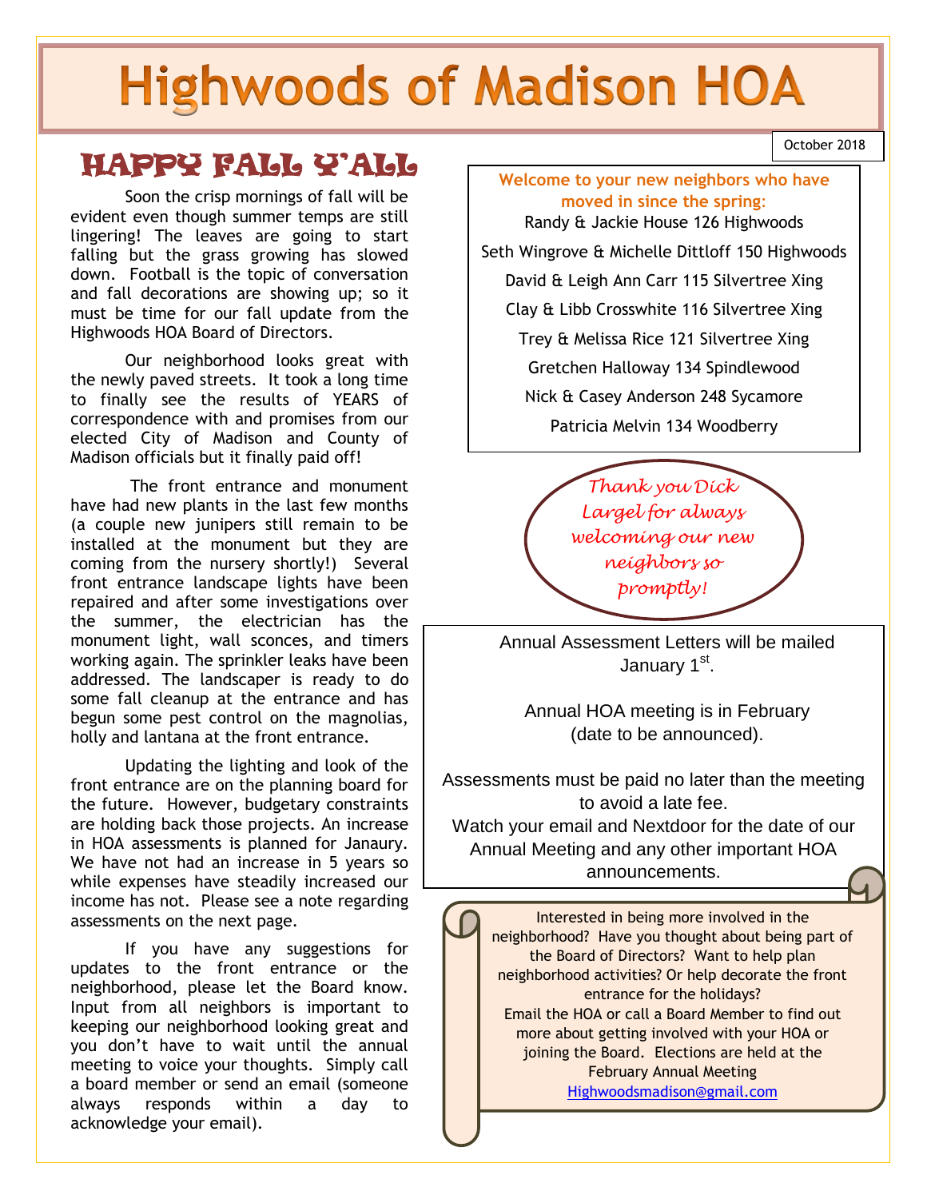# Highwoods of Madison HOA

October 2018

## HAPPY FALL Y'ALL

Soon the crisp mornings of fall will be evident even though summer temps are still lingering! The leaves are going to start falling but the grass growing has slowed down. Football is the topic of conversation and fall decorations are showing up; so it must be time for our fall update from the Highwoods HOA Board of Directors.

Our neighborhood looks great with the newly paved streets. It took a long time to finally see the results of YEARS of correspondence with and promises from our elected City of Madison and County of Madison officials but it finally paid off!

The front entrance and monument have had new plants in the last few months (a couple new junipers still remain to be installed at the monument but they are coming from the nursery shortly!) Several front entrance landscape lights have been repaired and after some investigations over the summer, the electrician has the monument light, wall sconces, and timers working again. The sprinkler leaks have been addressed. The landscaper is ready to do some fall cleanup at the entrance and has begun some pest control on the magnolias, holly and lantana at the front entrance.

Updating the lighting and look of the front entrance are on the planning board for the future. However, budgetary constraints are holding back those projects. An increase in HOA assessments is planned for Janaury. We have not had an increase in 5 years so while expenses have steadily increased our income has not. Please see a note regarding assessments on the next page.

If you have any suggestions for updates to the front entrance or the neighborhood, please let the Board know. Input from all neighbors is important to keeping our neighborhood looking great and you don't have to wait until the annual meeting to voice your thoughts. Simply call a board member or send an email (someone always responds within a day to acknowledge your email).

**Welcome to your new neighbors who have moved in since the spring:**

Randy & Jackie House 126 Highwoods

Seth Wingrove & Michelle Dittloff 150 Highwoods

David & Leigh Ann Carr 115 Silvertree Xing

Clay & Libb Crosswhite 116 Silvertree Xing

Trey & Melissa Rice 121 Silvertree Xing

Gretchen Halloway 134 Spindlewood

Nick & Casey Anderson 248 Sycamore

Patricia Melvin 134 Woodberry

*Thank you Dick Largel for always welcoming our new neighbors so promptly!*

Annual Assessment Letters will be mailed January 1st.

Annual HOA meeting is in February (date to be announced).

Assessments must be paid no later than the meeting to avoid a late fee.
Watch your email and Nextdoor for the date of our Annual Meeting and any other important HOA announcements.

Interested in being more involved in the neighborhood? Have you thought about being part of the Board of Directors? Want to help plan neighborhood activities? Or help decorate the front entrance for the holidays?
Email the HOA or call a Board Member to find out more about getting involved with your HOA or joining the Board. Elections are held at the February Annual Meeting
Highwoodsmadison@gmail.com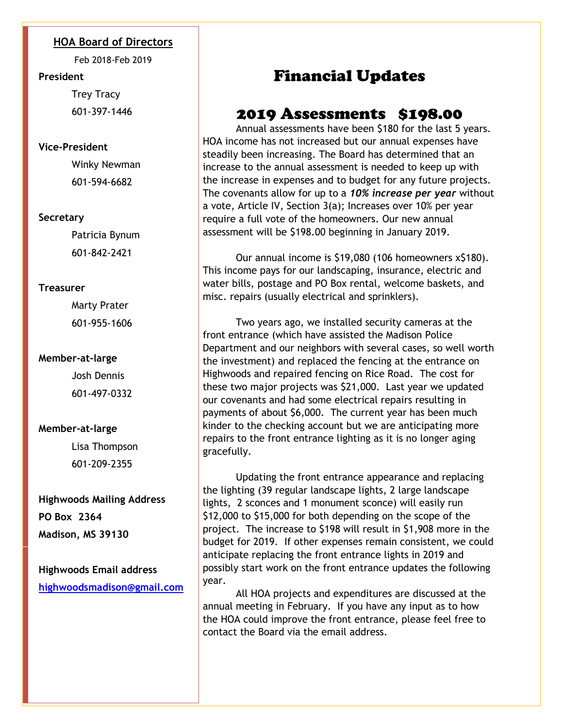**HOA Board of Directors**

Feb 2018-Feb 2019

**President**

Trey Tracy

601-397-1446

**Vice-President**

Winky Newman

601-594-6682

**Secretary**

Patricia Bynum

601-842-2421

**Treasurer**

Marty Prater

601-955-1606

**Member-at-large**

Josh Dennis

601-497-0332

**Member-at-large**

Lisa Thompson

601-209-2355

**Highwoods Mailing Address**
**PO Box 2364**
**Madison, MS 39130**

**Highwoods Email address**

**highwoodsmadison@gmail.com**

# Financial Updates

## 2019 Assessments $198.00

Annual assessments have been $180 for the last 5 years. HOA income has not increased but our annual expenses have steadily been increasing. The Board has determined that an increase to the annual assessment is needed to keep up with the increase in expenses and to budget for any future projects. The covenants allow for up to a ***10% increase per year*** without a vote, Article IV, Section 3(a); Increases over 10% per year require a full vote of the homeowners. Our new annual assessment will be $198.00 beginning in January 2019.

Our annual income is $19,080 (106 homeowners x$180). This income pays for our landscaping, insurance, electric and water bills, postage and PO Box rental, welcome baskets, and misc. repairs (usually electrical and sprinklers).

Two years ago, we installed security cameras at the front entrance (which have assisted the Madison Police Department and our neighbors with several cases, so well worth the investment) and replaced the fencing at the entrance on Highwoods and repaired fencing on Rice Road. The cost for these two major projects was $21,000. Last year we updated our covenants and had some electrical repairs resulting in payments of about $6,000. The current year has been much kinder to the checking account but we are anticipating more repairs to the front entrance lighting as it is no longer aging gracefully.

Updating the front entrance appearance and replacing the lighting (39 regular landscape lights, 2 large landscape lights, 2 sconces and 1 monument sconce) will easily run $12,000 to $15,000 for both depending on the scope of the project. The increase to $198 will result in $1,908 more in the budget for 2019. If other expenses remain consistent, we could anticipate replacing the front entrance lights in 2019 and possibly start work on the front entrance updates the following year.

All HOA projects and expenditures are discussed at the annual meeting in February. If you have any input as to how the HOA could improve the front entrance, please feel free to contact the Board via the email address.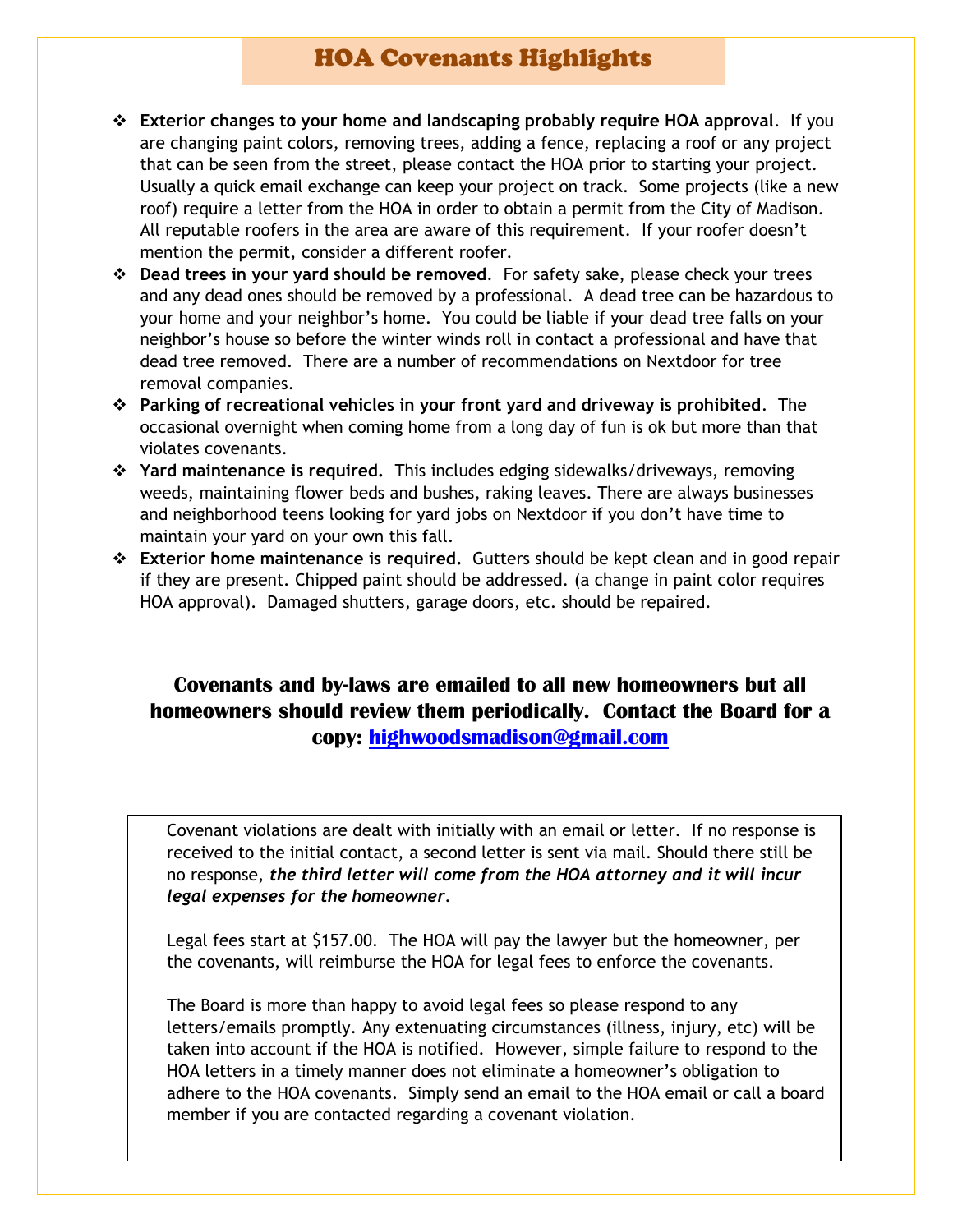# HOA Covenants Highlights

- **Exterior changes to your home and landscaping probably require HOA approval**. If you are changing paint colors, removing trees, adding a fence, replacing a roof or any project that can be seen from the street, please contact the HOA prior to starting your project. Usually a quick email exchange can keep your project on track. Some projects (like a new roof) require a letter from the HOA in order to obtain a permit from the City of Madison. All reputable roofers in the area are aware of this requirement. If your roofer doesn't mention the permit, consider a different roofer.
- **Dead trees in your yard should be removed**. For safety sake, please check your trees and any dead ones should be removed by a professional. A dead tree can be hazardous to your home and your neighbor's home. You could be liable if your dead tree falls on your neighbor's house so before the winter winds roll in contact a professional and have that dead tree removed. There are a number of recommendations on Nextdoor for tree removal companies.
- **Parking of recreational vehicles in your front yard and driveway is prohibited**. The occasional overnight when coming home from a long day of fun is ok but more than that violates covenants.
- **Yard maintenance is required.** This includes edging sidewalks/driveways, removing weeds, maintaining flower beds and bushes, raking leaves. There are always businesses and neighborhood teens looking for yard jobs on Nextdoor if you don't have time to maintain your yard on your own this fall.
- **Exterior home maintenance is required.** Gutters should be kept clean and in good repair if they are present. Chipped paint should be addressed. (a change in paint color requires HOA approval). Damaged shutters, garage doors, etc. should be repaired.

**Covenants and by-laws are emailed to all new homeowners but all homeowners should review them periodically. Contact the Board for a copy: highwoodsmadison@gmail.com**

Covenant violations are dealt with initially with an email or letter. If no response is received to the initial contact, a second letter is sent via mail. Should there still be no response, ***the third letter will come from the HOA attorney and it will incur legal expenses for the homeowner***.

Legal fees start at $157.00. The HOA will pay the lawyer but the homeowner, per the covenants, will reimburse the HOA for legal fees to enforce the covenants.

The Board is more than happy to avoid legal fees so please respond to any letters/emails promptly. Any extenuating circumstances (illness, injury, etc) will be taken into account if the HOA is notified. However, simple failure to respond to the HOA letters in a timely manner does not eliminate a homeowner's obligation to adhere to the HOA covenants. Simply send an email to the HOA email or call a board member if you are contacted regarding a covenant violation.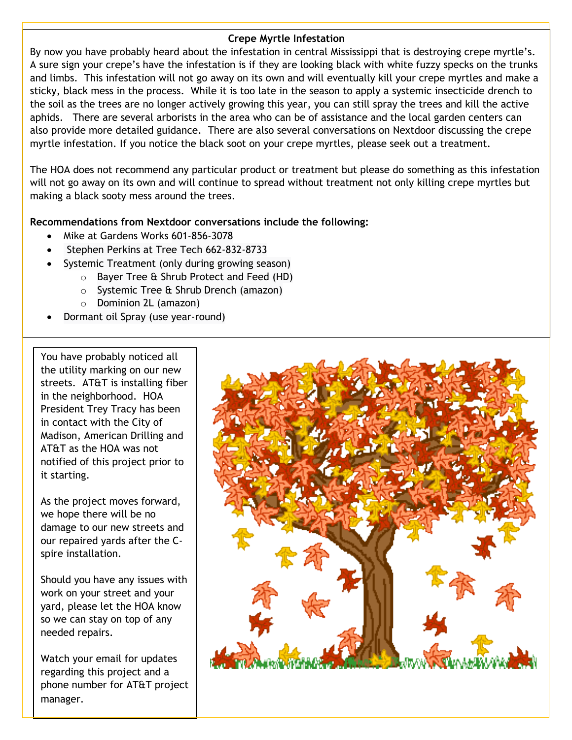## Crepe Myrtle Infestation

By now you have probably heard about the infestation in central Mississippi that is destroying crepe myrtle's. A sure sign your crepe's have the infestation is if they are looking black with white fuzzy specks on the trunks and limbs. This infestation will not go away on its own and will eventually kill your crepe myrtles and make a sticky, black mess in the process. While it is too late in the season to apply a systemic insecticide drench to the soil as the trees are no longer actively growing this year, you can still spray the trees and kill the active aphids. There are several arborists in the area who can be of assistance and the local garden centers can also provide more detailed guidance. There are also several conversations on Nextdoor discussing the crepe myrtle infestation. If you notice the black soot on your crepe myrtles, please seek out a treatment.

The HOA does not recommend any particular product or treatment but please do something as this infestation will not go away on its own and will continue to spread without treatment not only killing crepe myrtles but making a black sooty mess around the trees.

**Recommendations from Nextdoor conversations include the following:**

- Mike at Gardens Works 601-856-3078
- Stephen Perkins at Tree Tech 662-832-8733
- Systemic Treatment (only during growing season)
  - Bayer Tree & Shrub Protect and Feed (HD)
  - Systemic Tree & Shrub Drench (amazon)
  - Dominion 2L (amazon)
- Dormant oil Spray (use year-round)

You have probably noticed all the utility marking on our new streets. AT&T is installing fiber in the neighborhood. HOA President Trey Tracy has been in contact with the City of Madison, American Drilling and AT&T as the HOA was not notified of this project prior to it starting.

As the project moves forward, we hope there will be no damage to our new streets and our repaired yards after the C-spire installation.

Should you have any issues with work on your street and your yard, please let the HOA know so we can stay on top of any needed repairs.

Watch your email for updates regarding this project and a phone number for AT&T project manager.